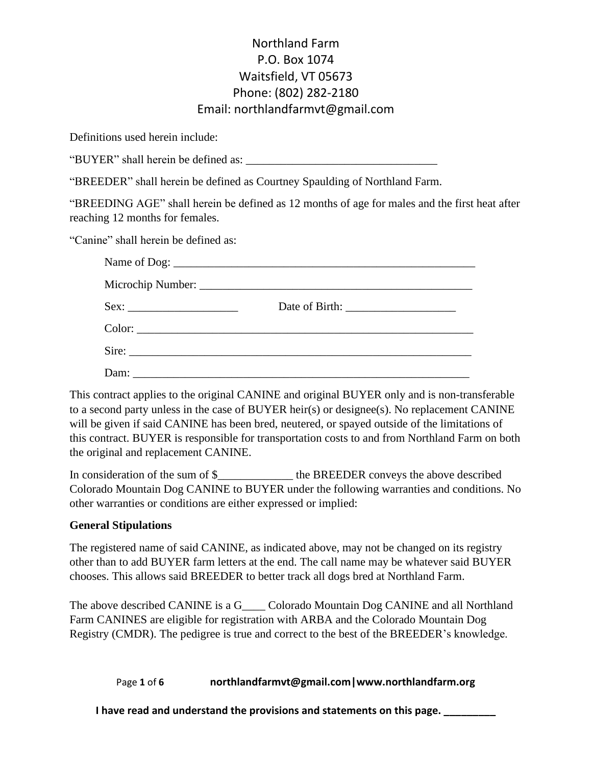Northland Farm
P.O. Box 1074
Waitsfield, VT 05673
Phone: (802) 282-2180
Email: northlandfarmvt@gmail.com

Definitions used herein include:

"BUYER" shall herein be defined as: _________________________________

"BREEDER" shall herein be defined as Courtney Spaulding of Northland Farm.

"BREEDING AGE" shall herein be defined as 12 months of age for males and the first heat after reaching 12 months for females.

"Canine" shall herein be defined as:

Name of Dog: ______________________________________________________

Microchip Number: _________________________________________________

Sex: ___________________ Date of Birth: ___________________

Color: ____________________________________________________________

Sire: _____________________________________________________________

Dam: _____________________________________________________________

This contract applies to the original CANINE and original BUYER only and is non-transferable to a second party unless in the case of BUYER heir(s) or designee(s). No replacement CANINE will be given if said CANINE has been bred, neutered, or spayed outside of the limitations of this contract. BUYER is responsible for transportation costs to and from Northland Farm on both the original and replacement CANINE.

In consideration of the sum of $_____________ the BREEDER conveys the above described Colorado Mountain Dog CANINE to BUYER under the following warranties and conditions. No other warranties or conditions are either expressed or implied:

**General Stipulations**

The registered name of said CANINE, as indicated above, may not be changed on its registry other than to add BUYER farm letters at the end. The call name may be whatever said BUYER chooses. This allows said BREEDER to better track all dogs bred at Northland Farm.

The above described CANINE is a G____ Colorado Mountain Dog CANINE and all Northland Farm CANINES are eligible for registration with ARBA and the Colorado Mountain Dog Registry (CMDR). The pedigree is true and correct to the best of the BREEDER's knowledge.

**I have read and understand the provisions and statements on this page. _________**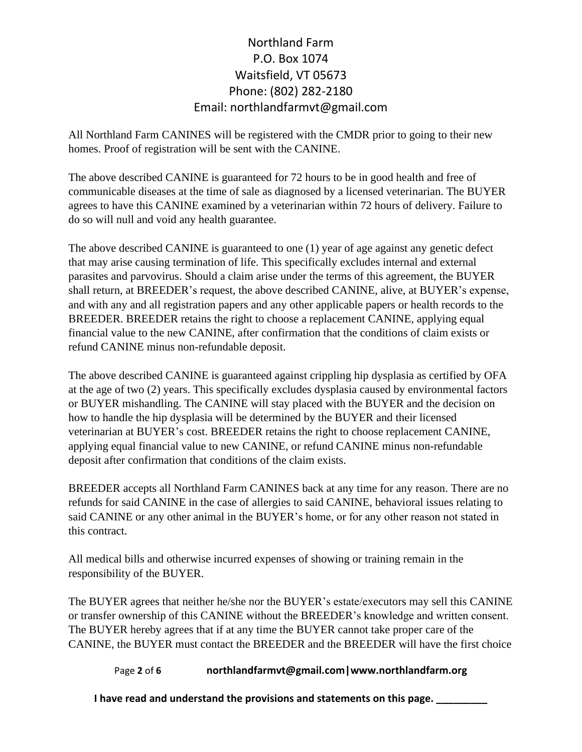Northland Farm
P.O. Box 1074
Waitsfield, VT 05673
Phone: (802) 282-2180
Email: northlandfarmvt@gmail.com

All Northland Farm CANINES will be registered with the CMDR prior to going to their new homes. Proof of registration will be sent with the CANINE.

The above described CANINE is guaranteed for 72 hours to be in good health and free of communicable diseases at the time of sale as diagnosed by a licensed veterinarian. The BUYER agrees to have this CANINE examined by a veterinarian within 72 hours of delivery. Failure to do so will null and void any health guarantee.

The above described CANINE is guaranteed to one (1) year of age against any genetic defect that may arise causing termination of life. This specifically excludes internal and external parasites and parvovirus. Should a claim arise under the terms of this agreement, the BUYER shall return, at BREEDER's request, the above described CANINE, alive, at BUYER's expense, and with any and all registration papers and any other applicable papers or health records to the BREEDER. BREEDER retains the right to choose a replacement CANINE, applying equal financial value to the new CANINE, after confirmation that the conditions of claim exists or refund CANINE minus non-refundable deposit.

The above described CANINE is guaranteed against crippling hip dysplasia as certified by OFA at the age of two (2) years. This specifically excludes dysplasia caused by environmental factors or BUYER mishandling. The CANINE will stay placed with the BUYER and the decision on how to handle the hip dysplasia will be determined by the BUYER and their licensed veterinarian at BUYER's cost. BREEDER retains the right to choose replacement CANINE, applying equal financial value to new CANINE, or refund CANINE minus non-refundable deposit after confirmation that conditions of the claim exists.

BREEDER accepts all Northland Farm CANINES back at any time for any reason. There are no refunds for said CANINE in the case of allergies to said CANINE, behavioral issues relating to said CANINE or any other animal in the BUYER's home, or for any other reason not stated in this contract.

All medical bills and otherwise incurred expenses of showing or training remain in the responsibility of the BUYER.

The BUYER agrees that neither he/she nor the BUYER's estate/executors may sell this CANINE or transfer ownership of this CANINE without the BREEDER's knowledge and written consent. The BUYER hereby agrees that if at any time the BUYER cannot take proper care of the CANINE, the BUYER must contact the BREEDER and the BREEDER will have the first choice

**I have read and understand the provisions and statements on this page. \_\_\_\_\_\_\_\_\_**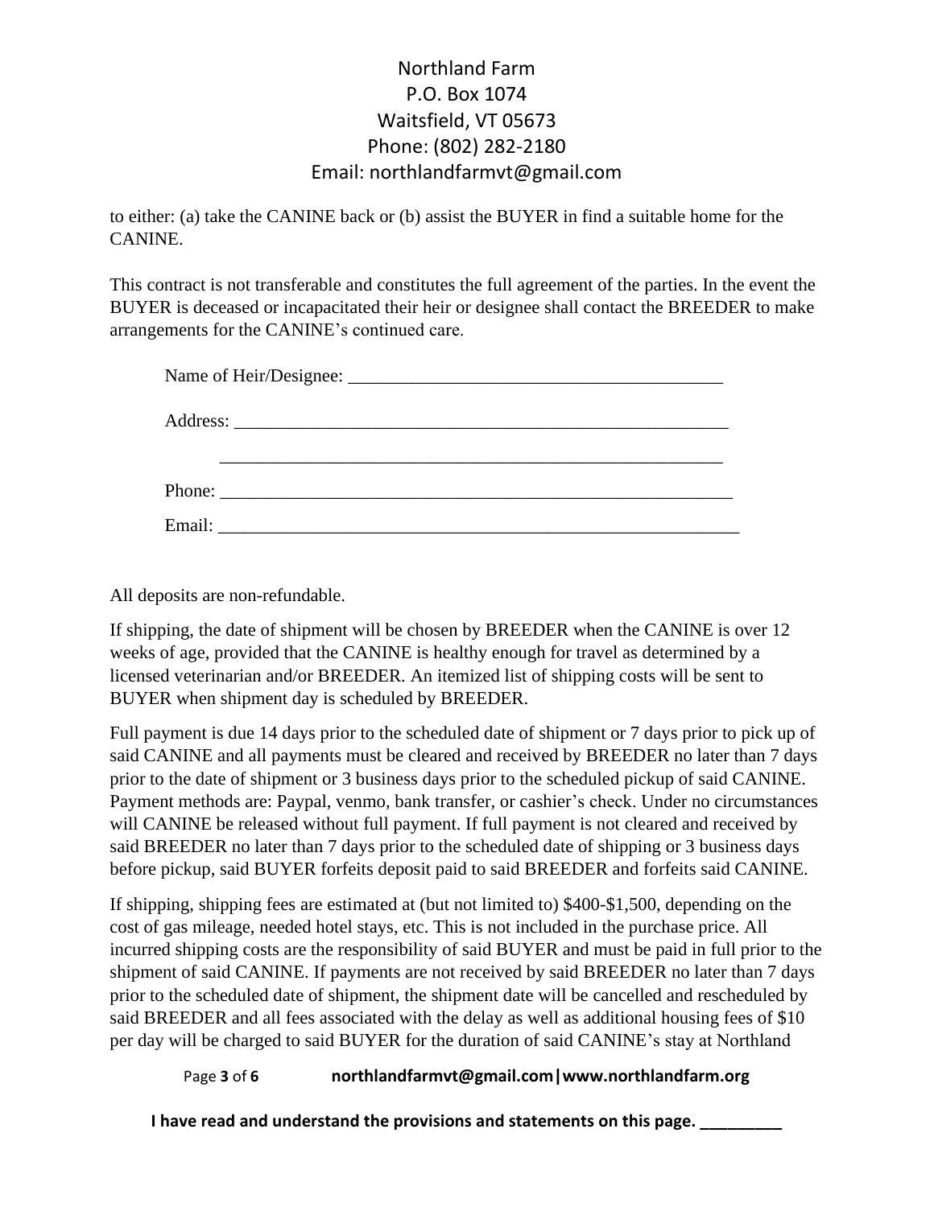to either: (a) take the CANINE back or (b) assist the BUYER in find a suitable home for the CANINE.

This contract is not transferable and constitutes the full agreement of the parties. In the event the BUYER is deceased or incapacitated their heir or designee shall contact the BREEDER to make arrangements for the CANINE's continued care.

Name of Heir/Designee: ___________________________________________

Address: ________________________________________________________

_____________________________________________________________

Phone: _________________________________________________________

Email: _________________________________________________________

All deposits are non-refundable.

If shipping, the date of shipment will be chosen by BREEDER when the CANINE is over 12 weeks of age, provided that the CANINE is healthy enough for travel as determined by a licensed veterinarian and/or BREEDER. An itemized list of shipping costs will be sent to BUYER when shipment day is scheduled by BREEDER.

Full payment is due 14 days prior to the scheduled date of shipment or 7 days prior to pick up of said CANINE and all payments must be cleared and received by BREEDER no later than 7 days prior to the date of shipment or 3 business days prior to the scheduled pickup of said CANINE. Payment methods are: Paypal, venmo, bank transfer, or cashier's check. Under no circumstances will CANINE be released without full payment. If full payment is not cleared and received by said BREEDER no later than 7 days prior to the scheduled date of shipping or 3 business days before pickup, said BUYER forfeits deposit paid to said BREEDER and forfeits said CANINE.

If shipping, shipping fees are estimated at (but not limited to) $400-$1,500, depending on the cost of gas mileage, needed hotel stays, etc. This is not included in the purchase price. All incurred shipping costs are the responsibility of said BUYER and must be paid in full prior to the shipment of said CANINE. If payments are not received by said BREEDER no later than 7 days prior to the scheduled date of shipment, the shipment date will be cancelled and rescheduled by said BREEDER and all fees associated with the delay as well as additional housing fees of $10 per day will be charged to said BUYER for the duration of said CANINE's stay at Northland

**I have read and understand the provisions and statements on this page. _________**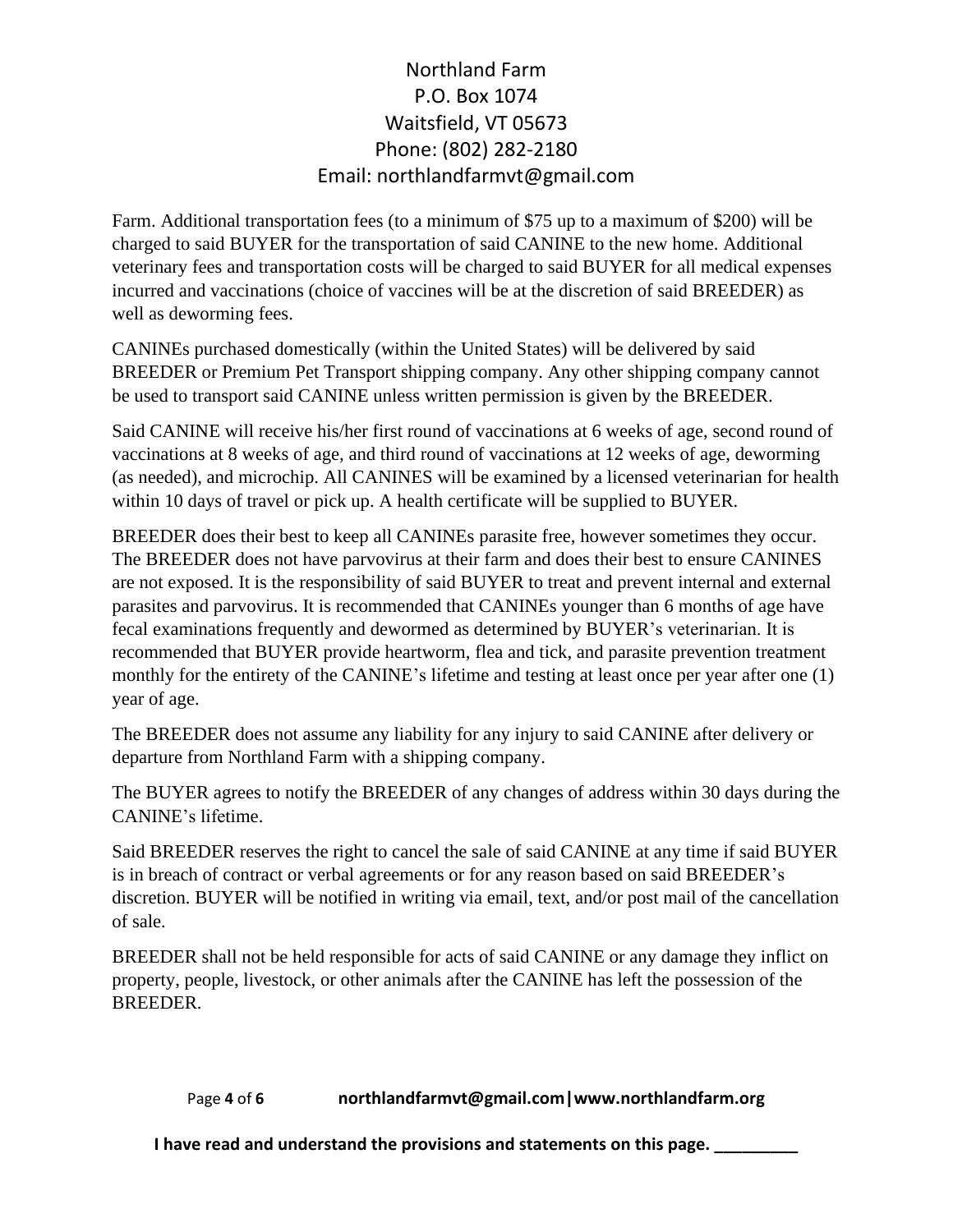Farm. Additional transportation fees (to a minimum of $75 up to a maximum of $200) will be charged to said BUYER for the transportation of said CANINE to the new home. Additional veterinary fees and transportation costs will be charged to said BUYER for all medical expenses incurred and vaccinations (choice of vaccines will be at the discretion of said BREEDER) as well as deworming fees.

CANINEs purchased domestically (within the United States) will be delivered by said BREEDER or Premium Pet Transport shipping company. Any other shipping company cannot be used to transport said CANINE unless written permission is given by the BREEDER.

Said CANINE will receive his/her first round of vaccinations at 6 weeks of age, second round of vaccinations at 8 weeks of age, and third round of vaccinations at 12 weeks of age, deworming (as needed), and microchip. All CANINES will be examined by a licensed veterinarian for health within 10 days of travel or pick up. A health certificate will be supplied to BUYER.

BREEDER does their best to keep all CANINEs parasite free, however sometimes they occur. The BREEDER does not have parvovirus at their farm and does their best to ensure CANINES are not exposed. It is the responsibility of said BUYER to treat and prevent internal and external parasites and parvovirus. It is recommended that CANINEs younger than 6 months of age have fecal examinations frequently and dewormed as determined by BUYER's veterinarian. It is recommended that BUYER provide heartworm, flea and tick, and parasite prevention treatment monthly for the entirety of the CANINE's lifetime and testing at least once per year after one (1) year of age.

The BREEDER does not assume any liability for any injury to said CANINE after delivery or departure from Northland Farm with a shipping company.

The BUYER agrees to notify the BREEDER of any changes of address within 30 days during the CANINE's lifetime.

Said BREEDER reserves the right to cancel the sale of said CANINE at any time if said BUYER is in breach of contract or verbal agreements or for any reason based on said BREEDER's discretion. BUYER will be notified in writing via email, text, and/or post mail of the cancellation of sale.

BREEDER shall not be held responsible for acts of said CANINE or any damage they inflict on property, people, livestock, or other animals after the CANINE has left the possession of the BREEDER.

**I have read and understand the provisions and statements on this page. _________**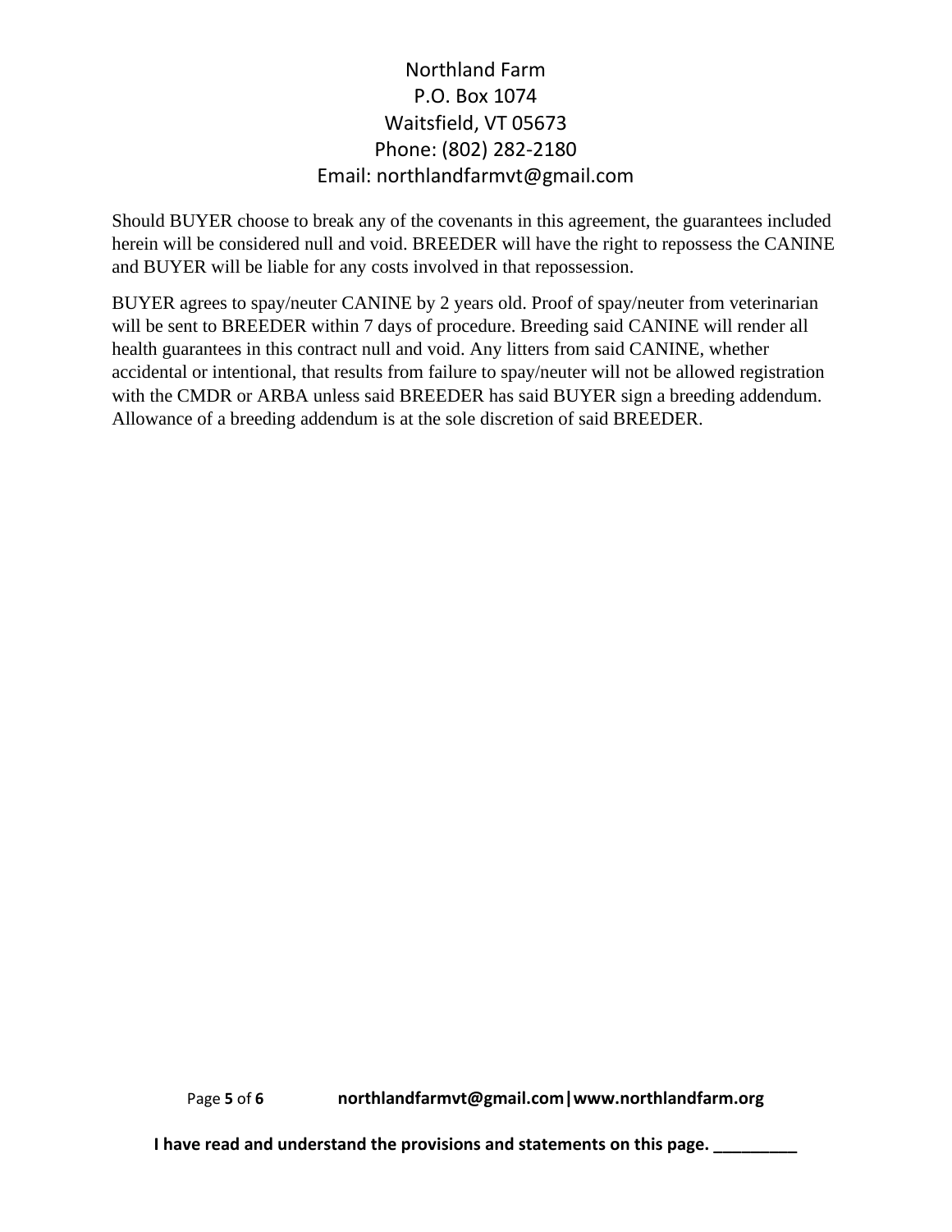Should BUYER choose to break any of the covenants in this agreement, the guarantees included herein will be considered null and void. BREEDER will have the right to repossess the CANINE and BUYER will be liable for any costs involved in that repossession.

BUYER agrees to spay/neuter CANINE by 2 years old. Proof of spay/neuter from veterinarian will be sent to BREEDER within 7 days of procedure. Breeding said CANINE will render all health guarantees in this contract null and void. Any litters from said CANINE, whether accidental or intentional, that results from failure to spay/neuter will not be allowed registration with the CMDR or ARBA unless said BREEDER has said BUYER sign a breeding addendum. Allowance of a breeding addendum is at the sole discretion of said BREEDER.

**I have read and understand the provisions and statements on this page. _________**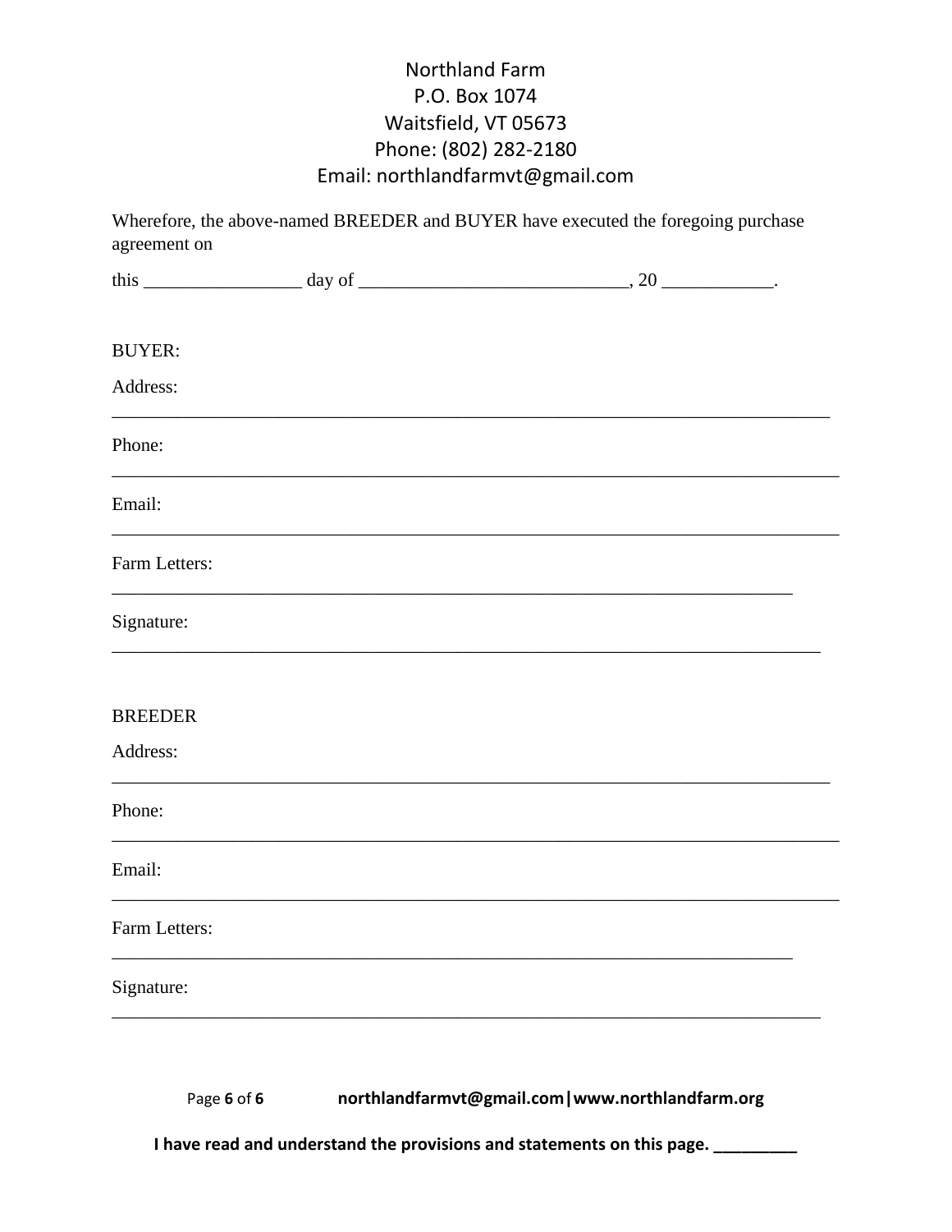Northland Farm
P.O. Box 1074
Waitsfield, VT 05673
Phone: (802) 282-2180
Email: northlandfarmvt@gmail.com

Wherefore, the above-named BREEDER and BUYER have executed the foregoing purchase agreement on

this _________________ day of _____________________________, 20 ____________.

BUYER:

Address:

_______________________________________________________________________________

Phone:

_______________________________________________________________________________

Email:

_______________________________________________________________________________

Farm Letters:

__________________________________________________________________________

Signature:

_____________________________________________________________________________

BREEDER

Address:

_______________________________________________________________________________

Phone:

_______________________________________________________________________________

Email:

_______________________________________________________________________________

Farm Letters:

__________________________________________________________________________

Signature:

_____________________________________________________________________________

**I have read and understand the provisions and statements on this page. _________**